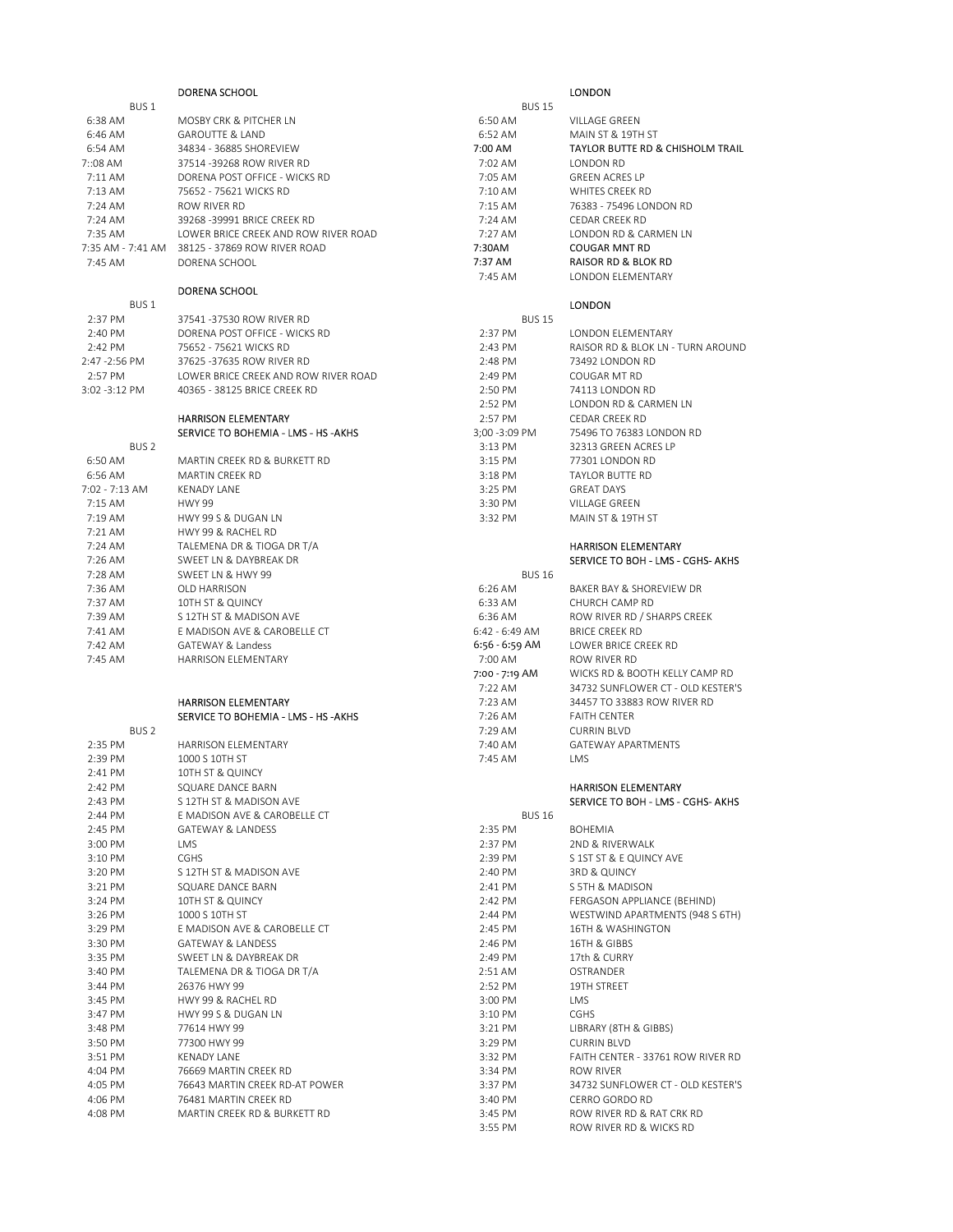## DORENA SCHOOL

| BUS 1 | |
|---|---|
| 6:38 AM | MOSBY CRK & PITCHER LN |
| 6:46 AM | GAROUTTE & LAND |
| 6:54 AM | 34834 - 36885 SHOREVIEW |
| 7::08 AM | 37514 -39268 ROW RIVER RD |
| 7:11 AM | DORENA POST OFFICE - WICKS RD |
| 7:13 AM | 75652 - 75621 WICKS RD |
| 7:24 AM | ROW RIVER RD |
| 7:24 AM | 39268 -39991 BRICE CREEK RD |
| 7:35 AM | LOWER BRICE CREEK AND ROW RIVER ROAD |
| 7:35 AM - 7:41 AM | 38125 - 37869 ROW RIVER ROAD |
| 7:45 AM | DORENA SCHOOL |

## DORENA SCHOOL

| BUS 1 | |
|---|---|
| 2:37 PM | 37541 -37530 ROW RIVER RD |
| 2:40 PM | DORENA POST OFFICE - WICKS RD |
| 2:42 PM | 75652 - 75621 WICKS RD |
| 2:47 -2:56 PM | 37625 -37635 ROW RIVER RD |
| 2:57 PM | LOWER BRICE CREEK AND ROW RIVER ROAD |
| 3:02 -3:12 PM | 40365 - 38125 BRICE CREEK RD |

## HARRISON ELEMENTARY
SERVICE TO BOHEMIA - LMS - HS -AKHS

| BUS 2 | |
|---|---|
| 6:50 AM | MARTIN CREEK RD & BURKETT RD |
| 6:56 AM | MARTIN CREEK RD |
| 7:02 - 7:13 AM | KENADY LANE |
| 7:15 AM | HWY 99 |
| 7:19 AM | HWY 99 S & DUGAN LN |
| 7:21 AM | HWY 99 & RACHEL RD |
| 7:24 AM | TALEMENA DR & TIOGA DR T/A |
| 7:26 AM | SWEET LN & DAYBREAK DR |
| 7:28 AM | SWEET LN & HWY 99 |
| 7:36 AM | OLD HARRISON |
| 7:37 AM | 10TH ST & QUINCY |
| 7:39 AM | S 12TH ST & MADISON AVE |
| 7:41 AM | E MADISON AVE & CAROBELLE CT |
| 7:42 AM | GATEWAY & Landess |
| 7:45 AM | HARRISON ELEMENTARY |

## HARRISON ELEMENTARY
SERVICE TO BOHEMIA - LMS - HS -AKHS

| BUS 2 | |
|---|---|
| 2:35 PM | HARRISON ELEMENTARY |
| 2:39 PM | 1000 S 10TH ST |
| 2:41 PM | 10TH ST & QUINCY |
| 2:42 PM | SQUARE DANCE BARN |
| 2:43 PM | S 12TH ST & MADISON AVE |
| 2:44 PM | E MADISON AVE & CAROBELLE CT |
| 2:45 PM | GATEWAY & LANDESS |
| 3:00 PM | LMS |
| 3:10 PM | CGHS |
| 3:20 PM | S 12TH ST & MADISON AVE |
| 3:21 PM | SQUARE DANCE BARN |
| 3:24 PM | 10TH ST & QUINCY |
| 3:26 PM | 1000 S 10TH ST |
| 3:29 PM | E MADISON AVE & CAROBELLE CT |
| 3:30 PM | GATEWAY & LANDESS |
| 3:35 PM | SWEET LN & DAYBREAK DR |
| 3:40 PM | TALEMENA DR & TIOGA DR T/A |
| 3:44 PM | 26376 HWY 99 |
| 3:45 PM | HWY 99 & RACHEL RD |
| 3:47 PM | HWY 99 S & DUGAN LN |
| 3:48 PM | 77614 HWY 99 |
| 3:50 PM | 77300 HWY 99 |
| 3:51 PM | KENADY LANE |
| 4:04 PM | 76669 MARTIN CREEK RD |
| 4:05 PM | 76643 MARTIN CREEK RD-AT POWER |
| 4:06 PM | 76481 MARTIN CREEK RD |
| 4:08 PM | MARTIN CREEK RD & BURKETT RD |

## LONDON

| BUS 15 | |
|---|---|
| 6:50 AM | VILLAGE GREEN |
| 6:52 AM | MAIN ST & 19TH ST |
| 7:00 AM | TAYLOR BUTTE RD & CHISHOLM TRAIL |
| 7:02 AM | LONDON RD |
| 7:05 AM | GREEN ACRES LP |
| 7:10 AM | WHITES CREEK RD |
| 7:15 AM | 76383 - 75496 LONDON RD |
| 7:24 AM | CEDAR CREEK RD |
| 7:27 AM | LONDON RD & CARMEN LN |
| 7:30AM | COUGAR MNT RD |
| 7:37 AM | RAISOR RD & BLOK RD |
| 7:45 AM | LONDON ELEMENTARY |

## LONDON

| BUS 15 | |
|---|---|
| 2:37 PM | LONDON ELEMENTARY |
| 2:43 PM | RAISOR RD & BLOK LN - TURN AROUND |
| 2:48 PM | 73492 LONDON RD |
| 2:49 PM | COUGAR MT RD |
| 2:50 PM | 74113 LONDON RD |
| 2:52 PM | LONDON RD & CARMEN LN |
| 2:57 PM | CEDAR CREEK RD |
| 3;00 -3:09 PM | 75496 TO 76383 LONDON RD |
| 3:13 PM | 32313 GREEN ACRES LP |
| 3:15 PM | 77301 LONDON RD |
| 3:18 PM | TAYLOR BUTTE RD |
| 3:25 PM | GREAT DAYS |
| 3:30 PM | VILLAGE GREEN |
| 3:32 PM | MAIN ST & 19TH ST |

## HARRISON ELEMENTARY
SERVICE TO BOH - LMS - CGHS- AKHS

| BUS 16 | |
|---|---|
| 6:26 AM | BAKER BAY & SHOREVIEW DR |
| 6:33 AM | CHURCH CAMP RD |
| 6:36 AM | ROW RIVER RD / SHARPS CREEK |
| 6:42 - 6:49 AM | BRICE CREEK RD |
| 6:56 - 6:59 AM | LOWER BRICE CREEK RD |
| 7:00 AM | ROW RIVER RD |
| 7:00 - 7:19 AM | WICKS RD & BOOTH KELLY CAMP RD |
| 7:22 AM | 34732 SUNFLOWER CT - OLD KESTER'S |
| 7:23 AM | 34457 TO 33883 ROW RIVER RD |
| 7:26 AM | FAITH CENTER |
| 7:29 AM | CURRIN BLVD |
| 7:40 AM | GATEWAY APARTMENTS |
| 7:45 AM | LMS |

## HARRISON ELEMENTARY
SERVICE TO BOH - LMS - CGHS- AKHS

| BUS 16 | |
|---|---|
| 2:35 PM | BOHEMIA |
| 2:37 PM | 2ND & RIVERWALK |
| 2:39 PM | S 1ST ST & E QUINCY AVE |
| 2:40 PM | 3RD & QUINCY |
| 2:41 PM | S 5TH & MADISON |
| 2:42 PM | FERGASON APPLIANCE (BEHIND) |
| 2:44 PM | WESTWIND APARTMENTS (948 S 6TH) |
| 2:45 PM | 16TH & WASHINGTON |
| 2:46 PM | 16TH & GIBBS |
| 2:49 PM | 17th & CURRY |
| 2:51 AM | OSTRANDER |
| 2:52 PM | 19TH STREET |
| 3:00 PM | LMS |
| 3:10 PM | CGHS |
| 3:21 PM | LIBRARY (8TH & GIBBS) |
| 3:29 PM | CURRIN BLVD |
| 3:32 PM | FAITH CENTER - 33761 ROW RIVER RD |
| 3:34 PM | ROW RIVER |
| 3:37 PM | 34732 SUNFLOWER CT - OLD KESTER'S |
| 3:40 PM | CERRO GORDO RD |
| 3:45 PM | ROW RIVER RD & RAT CRK RD |
| 3:55 PM | ROW RIVER RD & WICKS RD |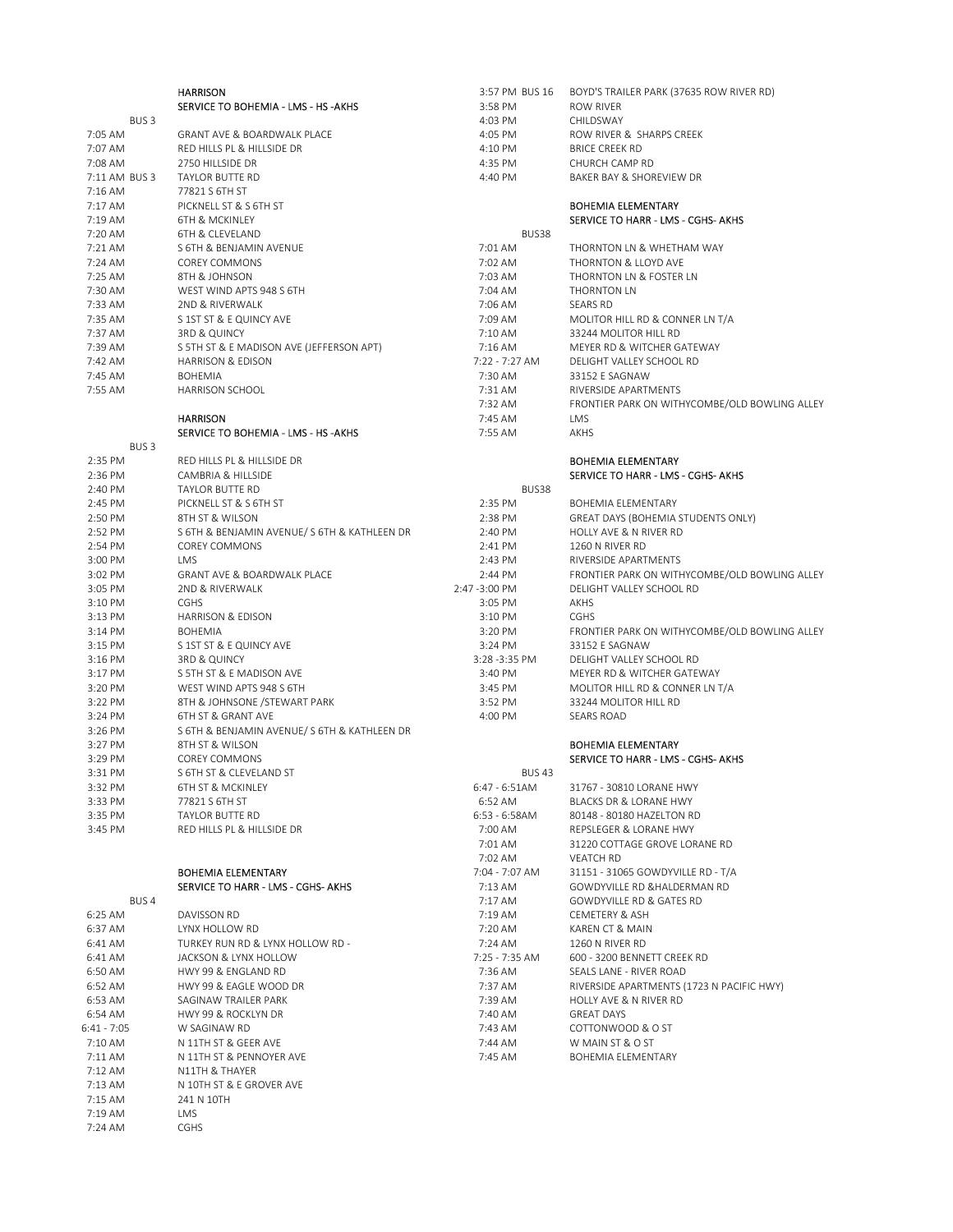## HARRISON

### SERVICE TO BOHEMIA - LMS - HS -AKHS

BUS 3

| Time | Stop |
|---|---|
| 7:05 AM | GRANT AVE & BOARDWALK PLACE |
| 7:07 AM | RED HILLS PL & HILLSIDE DR |
| 7:08 AM | 2750 HILLSIDE DR |
| 7:11 AM BUS 3 | TAYLOR BUTTE RD |
| 7:16 AM | 77821 S 6TH ST |
| 7:17 AM | PICKNELL ST & S 6TH ST |
| 7:19 AM | 6TH & MCKINLEY |
| 7:20 AM | 6TH & CLEVELAND |
| 7:21 AM | S 6TH & BENJAMIN AVENUE |
| 7:24 AM | COREY COMMONS |
| 7:25 AM | 8TH & JOHNSON |
| 7:30 AM | WEST WIND APTS 948 S 6TH |
| 7:33 AM | 2ND & RIVERWALK |
| 7:35 AM | S 1ST ST & E QUINCY AVE |
| 7:37 AM | 3RD & QUINCY |
| 7:39 AM | S 5TH ST & E MADISON AVE (JEFFERSON APT) |
| 7:42 AM | HARRISON & EDISON |
| 7:45 AM | BOHEMIA |
| 7:55 AM | HARRISON SCHOOL |

## HARRISON

### SERVICE TO BOHEMIA - LMS - HS -AKHS

BUS 3

| Time | Stop |
|---|---|
| 2:35 PM | RED HILLS PL & HILLSIDE DR |
| 2:36 PM | CAMBRIA & HILLSIDE |
| 2:40 PM | TAYLOR BUTTE RD |
| 2:45 PM | PICKNELL ST & S 6TH ST |
| 2:50 PM | 8TH ST & WILSON |
| 2:52 PM | S 6TH & BENJAMIN AVENUE/ S 6TH & KATHLEEN DR |
| 2:54 PM | COREY COMMONS |
| 3:00 PM | LMS |
| 3:02 PM | GRANT AVE & BOARDWALK PLACE |
| 3:05 PM | 2ND & RIVERWALK |
| 3:10 PM | CGHS |
| 3:13 PM | HARRISON & EDISON |
| 3:14 PM | BOHEMIA |
| 3:15 PM | S 1ST ST & E QUINCY AVE |
| 3:16 PM | 3RD & QUINCY |
| 3:17 PM | S 5TH ST & E MADISON AVE |
| 3:20 PM | WEST WIND APTS 948 S 6TH |
| 3:22 PM | 8TH & JOHNSONE /STEWART PARK |
| 3:24 PM | 6TH ST & GRANT AVE |
| 3:26 PM | S 6TH & BENJAMIN AVENUE/ S 6TH & KATHLEEN DR |
| 3:27 PM | 8TH ST & WILSON |
| 3:29 PM | COREY COMMONS |
| 3:31 PM | S 6TH ST & CLEVELAND ST |
| 3:32 PM | 6TH ST & MCKINLEY |
| 3:33 PM | 77821 S 6TH ST |
| 3:35 PM | TAYLOR BUTTE RD |
| 3:45 PM | RED HILLS PL & HILLSIDE DR |

## BOHEMIA ELEMENTARY

### SERVICE TO HARR - LMS - CGHS- AKHS

BUS 4

| Time | Stop |
|---|---|
| 6:25 AM | DAVISSON RD |
| 6:37 AM | LYNX HOLLOW RD |
| 6:41 AM | TURKEY RUN RD & LYNX HOLLOW RD - |
| 6:41 AM | JACKSON & LYNX HOLLOW |
| 6:50 AM | HWY 99 & ENGLAND RD |
| 6:52 AM | HWY 99 & EAGLE WOOD DR |
| 6:53 AM | SAGINAW TRAILER PARK |
| 6:54 AM | HWY 99 & ROCKLYN DR |
| 6:41 - 7:05 | W SAGINAW RD |
| 7:10 AM | N 11TH ST & GEER AVE |
| 7:11 AM | N 11TH ST & PENNOYER AVE |
| 7:12 AM | N11TH & THAYER |
| 7:13 AM | N 10TH ST & E GROVER AVE |
| 7:15 AM | 241 N 10TH |
| 7:19 AM | LMS |
| 7:24 AM | CGHS |

| Time | Stop |
|---|---|
| 3:57 PM BUS 16 | BOYD'S TRAILER PARK (37635 ROW RIVER RD) |
| 3:58 PM | ROW RIVER |
| 4:03 PM | CHILDSWAY |
| 4:05 PM | ROW RIVER & SHARPS CREEK |
| 4:10 PM | BRICE CREEK RD |
| 4:35 PM | CHURCH CAMP RD |
| 4:40 PM | BAKER BAY & SHOREVIEW DR |

## BOHEMIA ELEMENTARY

### SERVICE TO HARR - LMS - CGHS- AKHS

BUS38

| Time | Stop |
|---|---|
| 7:01 AM | THORNTON LN & WHETHAM WAY |
| 7:02 AM | THORNTON & LLOYD AVE |
| 7:03 AM | THORNTON LN & FOSTER LN |
| 7:04 AM | THORNTON LN |
| 7:06 AM | SEARS RD |
| 7:09 AM | MOLITOR HILL RD & CONNER LN T/A |
| 7:10 AM | 33244 MOLITOR HILL RD |
| 7:16 AM | MEYER RD & WITCHER GATEWAY |
| 7:22 - 7:27 AM | DELIGHT VALLEY SCHOOL RD |
| 7:30 AM | 33152 E SAGNAW |
| 7:31 AM | RIVERSIDE APARTMENTS |
| 7:32 AM | FRONTIER PARK ON WITHYCOMBE/OLD BOWLING ALLEY |
| 7:45 AM | LMS |
| 7:55 AM | AKHS |

## BOHEMIA ELEMENTARY

### SERVICE TO HARR - LMS - CGHS- AKHS

BUS38

| Time | Stop |
|---|---|
| 2:35 PM | BOHEMIA ELEMENTARY |
| 2:38 PM | GREAT DAYS (BOHEMIA STUDENTS ONLY) |
| 2:40 PM | HOLLY AVE & N RIVER RD |
| 2:41 PM | 1260 N RIVER RD |
| 2:43 PM | RIVERSIDE APARTMENTS |
| 2:44 PM | FRONTIER PARK ON WITHYCOMBE/OLD BOWLING ALLEY |
| 2:47 -3:00 PM | DELIGHT VALLEY SCHOOL RD |
| 3:05 PM | AKHS |
| 3:10 PM | CGHS |
| 3:20 PM | FRONTIER PARK ON WITHYCOMBE/OLD BOWLING ALLEY |
| 3:24 PM | 33152 E SAGNAW |
| 3:28 -3:35 PM | DELIGHT VALLEY SCHOOL RD |
| 3:40 PM | MEYER RD & WITCHER GATEWAY |
| 3:45 PM | MOLITOR HILL RD & CONNER LN T/A |
| 3:52 PM | 33244 MOLITOR HILL RD |
| 4:00 PM | SEARS ROAD |

## BOHEMIA ELEMENTARY

### SERVICE TO HARR - LMS - CGHS- AKHS

BUS 43

| Time | Stop |
|---|---|
| 6:47 - 6:51AM | 31767 - 30810 LORANE HWY |
| 6:52 AM | BLACKS DR & LORANE HWY |
| 6:53 - 6:58AM | 80148 - 80180 HAZELTON RD |
| 7:00 AM | REPSLEGER & LORANE HWY |
| 7:01 AM | 31220 COTTAGE GROVE LORANE RD |
| 7:02 AM | VEATCH RD |
| 7:04 - 7:07 AM | 31151 - 31065 GOWDYVILLE RD - T/A |
| 7:13 AM | GOWDYVILLE RD &HALDERMAN RD |
| 7:17 AM | GOWDYVILLE RD & GATES RD |
| 7:19 AM | CEMETERY & ASH |
| 7:20 AM | KAREN CT & MAIN |
| 7:24 AM | 1260 N RIVER RD |
| 7:25 - 7:35 AM | 600 - 3200 BENNETT CREEK RD |
| 7:36 AM | SEALS LANE - RIVER ROAD |
| 7:37 AM | RIVERSIDE APARTMENTS (1723 N PACIFIC HWY) |
| 7:39 AM | HOLLY AVE & N RIVER RD |
| 7:40 AM | GREAT DAYS |
| 7:43 AM | COTTONWOOD & O ST |
| 7:44 AM | W MAIN ST & O ST |
| 7:45 AM | BOHEMIA ELEMENTARY |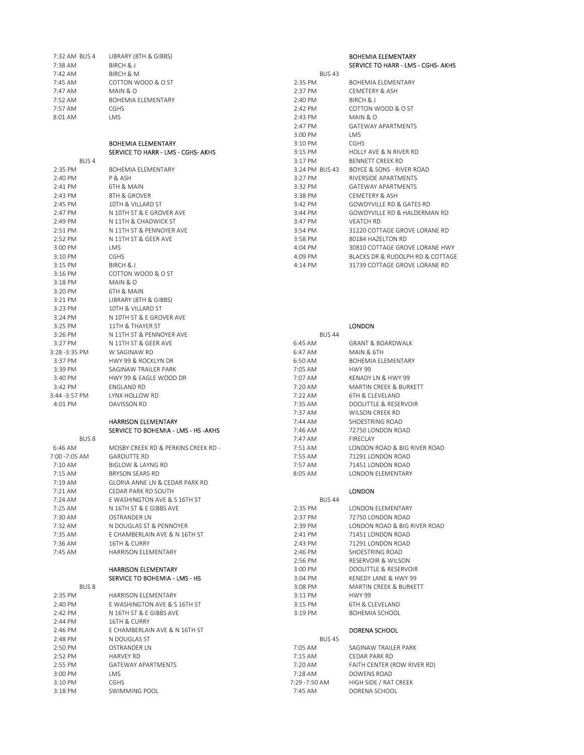| Time | Stop |
| --- | --- |
| 7:32 AM BUS 4 | LIBRARY (8TH & GIBBS) |
| 7:38 AM | BIRCH & J |
| 7:42 AM | BIRCH & M |
| 7:45 AM | COTTON WOOD & O ST |
| 7:47 AM | MAIN & O |
| 7:52 AM | BOHEMIA ELEMENTARY |
| 7:57 AM | CGHS |
| 8:01 AM | LMS |

### BOHEMIA ELEMENTARY
### SERVICE TO HARR - LMS - CGHS- AKHS

| BUS 4 | |
| --- | --- |
| 2:35 PM | BOHEMIA ELEMENTARY |
| 2:40 PM | P & ASH |
| 2:41 PM | 6TH & MAIN |
| 2:43 PM | 8TH & GROVER |
| 2:45 PM | 10TH & VILLARD ST |
| 2:47 PM | N 10TH ST & E GROVER AVE |
| 2:49 PM | N 11TH & CHADWICK ST |
| 2:51 PM | N 11TH ST & PENNOYER AVE |
| 2:52 PM | N 11TH ST & GEER AVE |
| 3:00 PM | LMS |
| 3:10 PM | CGHS |
| 3:15 PM | BIRCH & J |
| 3:16 PM | COTTON WOOD & O ST |
| 3:18 PM | MAIN & O |
| 3:20 PM | 6TH & MAIN |
| 3:21 PM | LIBRARY (8TH & GIBBS) |
| 3:23 PM | 10TH & VILLARD ST |
| 3:24 PM | N 10TH ST & E GROVER AVE |
| 3:25 PM | 11TH & THAYER ST |
| 3:26 PM | N 11TH ST & PENNOYER AVE |
| 3:27 PM | N 11TH ST & GEER AVE |
| 3:28 -3:35 PM | W SAGINAW RD |
| 3:37 PM | HWY 99 & ROCKLYN DR |
| 3:39 PM | SAGINAW TRAILER PARK |
| 3:40 PM | HWY 99 & EAGLE WOOD DR |
| 3:42 PM | ENGLAND RD |
| 3:44 -3:57 PM | LYNX HOLLOW RD |
| 4:01 PM | DAVISSON RD |

### HARRISON ELEMENTARY
### SERVICE TO BOHEMIA - LMS - HS -AKHS

| BUS 8 | |
| --- | --- |
| 6:46 AM | MOSBY CREEK RD & PERKINS CREEK RD - |
| 7:00 -7:05 AM | GAROUTTE RD |
| 7:10 AM | BIGLOW & LAYNG RD |
| 7:15 AM | BRYSON SEARS RD |
| 7:19 AM | GLORIA ANNE LN & CEDAR PARK RD |
| 7:21 AM | CEDAR PARK RD SOUTH |
| 7:24 AM | E WASHINGTON AVE & S 16TH ST |
| 7:25 AM | N 16TH ST & E GIBBS AVE |
| 7:30 AM | OSTRANDER LN |
| 7:32 AM | N DOUGLAS ST & PENNOYER |
| 7:35 AM | E CHAMBERLAIN AVE & N 16TH ST |
| 7:36 AM | 16TH & CURRY |
| 7:45 AM | HARRISON ELEMENTARY |

### HARRISON ELEMENTARY
### SERVICE TO BOHEMIA - LMS - HS

| BUS 8 | |
| --- | --- |
| 2:35 PM | HARRISON ELEMENTARY |
| 2:40 PM | E WASHINGTON AVE & S 16TH ST |
| 2:42 PM | N 16TH ST & E GIBBS AVE |
| 2:44 PM | 16TH & CURRY |
| 2:46 PM | E CHAMBERLAIN AVE & N 16TH ST |
| 2:48 PM | N DOUGLAS ST |
| 2:50 PM | OSTRANDER LN |
| 2:52 PM | HARVEY RD |
| 2:55 PM | GATEWAY APARTMENTS |
| 3:00 PM | LMS |
| 3:10 PM | CGHS |
| 3:18 PM | SWIMMING POOL |

### BOHEMIA ELEMENTARY
### SERVICE TO HARR - LMS - CGHS- AKHS

| BUS 43 | |
| --- | --- |
| 2:35 PM | BOHEMIA ELEMENTARY |
| 2:37 PM | CEMETERY & ASH |
| 2:40 PM | BIRCH & J |
| 2:42 PM | COTTON WOOD & O ST |
| 2:43 PM | MAIN & O |
| 2:47 PM | GATEWAY APARTMENTS |
| 3:00 PM | LMS |
| 3:10 PM | CGHS |
| 3:15 PM | HOLLY AVE & N RIVER RD |
| 3:17 PM | BENNETT CREEK RD |
| 3:24 PM BUS 43 | BOYCE & SONS - RIVER ROAD |
| 3:27 PM | RIVERSIDE APARTMENTS |
| 3:32 PM | GATEWAY APARTMENTS |
| 3:38 PM | CEMETERY & ASH |
| 3:42 PM | GOWDYVILLE RD & GATES RD |
| 3:44 PM | GOWDYVILLE RD & HALDERMAN RD |
| 3:47 PM | VEATCH RD |
| 3:54 PM | 31220 COTTAGE GROVE LORANE RD |
| 3:58 PM | 80184 HAZELTON RD |
| 4:04 PM | 30810 COTTAGE GROVE LORANE HWY |
| 4:09 PM | BLACKS DR & RUDOLPH RD & COTTAGE |
| 4:14 PM | 31739 COTTAGE GROVE LORANE RD |

### LONDON

| BUS 44 | |
| --- | --- |
| 6:45 AM | GRANT & BOARDWALK |
| 6:47 AM | MAIN & 6TH |
| 6:50 AM | BOHEMIA ELEMENTARY |
| 7:05 AM | HWY 99 |
| 7:07 AM | KENADY LN & HWY 99 |
| 7:20 AM | MARTIN CREEK & BURKETT |
| 7:22 AM | 6TH & CLEVELAND |
| 7:35 AM | DOOLITTLE & RESERVOIR |
| 7:37 AM | WILSON CREEK RD |
| 7:44 AM | SHOESTRING ROAD |
| 7:46 AM | 72750 LONDON ROAD |
| 7:47 AM | FIRECLAY |
| 7:51 AM | LONDON ROAD & BIG RIVER ROAD |
| 7:55 AM | 71291 LONDON ROAD |
| 7:57 AM | 71451 LONDON ROAD |
| 8:05 AM | LONDON ELEMENTARY |

### LONDON

| BUS 44 | |
| --- | --- |
| 2:35 PM | LONDON ELEMENTARY |
| 2:37 PM | 72750 LONDON ROAD |
| 2:39 PM | LONDON ROAD & BIG RIVER ROAD |
| 2:41 PM | 71451 LONDON ROAD |
| 2:43 PM | 71291 LONDON ROAD |
| 2:46 PM | SHOESTRING ROAD |
| 2:56 PM | RESERVOIR & WILSON |
| 3:00 PM | DOOLITTLE & RESERVOIR |
| 3:04 PM | KENEDY LANE & HWY 99 |
| 3:08 PM | MARTIN CREEK & BURKETT |
| 3:11 PM | HWY 99 |
| 3:15 PM | 6TH & CLEVELAND |
| 3:19 PM | BOHEMIA SCHOOL |

### DORENA SCHOOL

| BUS 45 | |
| --- | --- |
| 7:05 AM | SAGINAW TRAILER PARK |
| 7:15 AM | CEDAR PARK RD |
| 7:20 AM | FAITH CENTER (ROW RIVER RD) |
| 7:28 AM | DOWENS ROAD |
| 7:29 -7:50 AM | HIGH SIDE / RAT CREEK |
| 7:45 AM | DORENA SCHOOL |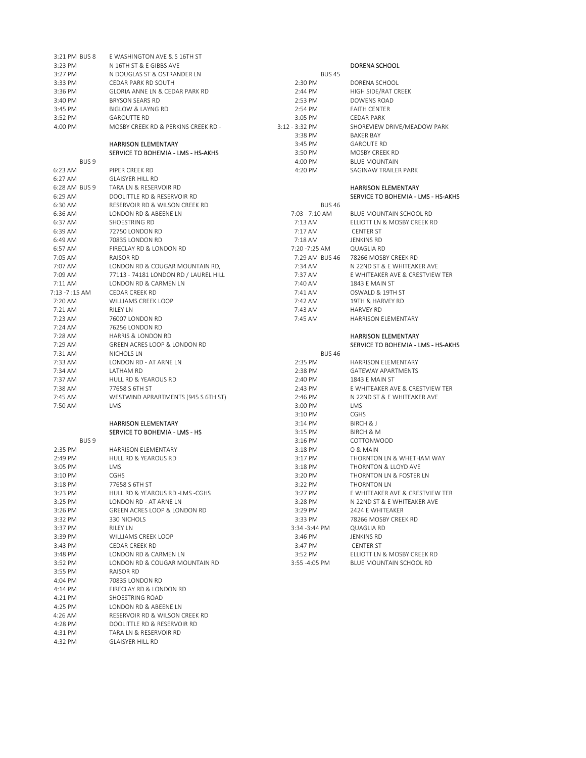| | |
|---|---|
| 3:21 PM BUS 8 | E WASHINGTON AVE & S 16TH ST |
| 3:23 PM | N 16TH ST & E GIBBS AVE |
| 3:27 PM | N DOUGLAS ST & OSTRANDER LN |
| 3:33 PM | CEDAR PARK RD SOUTH |
| 3:36 PM | GLORIA ANNE LN & CEDAR PARK RD |
| 3:40 PM | BRYSON SEARS RD |
| 3:45 PM | BIGLOW & LAYNG RD |
| 3:52 PM | GAROUTTE RD |
| 4:00 PM | MOSBY CREEK RD & PERKINS CREEK RD - |

## HARRISON ELEMENTARY
## SERVICE TO BOHEMIA - LMS - HS-AKHS

| BUS 9 | |
|---|---|
| 6:23 AM | PIPER CREEK RD |
| 6:27 AM | GLAISYER HILL RD |
| 6:28 AM BUS 9 | TARA LN & RESERVOIR RD |
| 6:29 AM | DOOLITTLE RD & RESERVOIR RD |
| 6:30 AM | RESERVOIR RD & WILSON CREEK RD |
| 6:36 AM | LONDON RD & ABEENE LN |
| 6:37 AM | SHOESTRING RD |
| 6:39 AM | 72750 LONDON RD |
| 6:49 AM | 70835 LONDON RD |
| 6:57 AM | FIRECLAY RD & LONDON RD |
| 7:05 AM | RAISOR RD |
| 7:07 AM | LONDON RD & COUGAR MOUNTAIN RD, |
| 7:09 AM | 77113 - 74181 LONDON RD / LAUREL HILL |
| 7:11 AM | LONDON RD & CARMEN LN |
| 7:13 -7 :15 AM | CEDAR CREEK RD |
| 7:20 AM | WILLIAMS CREEK LOOP |
| 7:21 AM | RILEY LN |
| 7:23 AM | 76007 LONDON RD |
| 7:24 AM | 76256 LONDON RD |
| 7:28 AM | HARRIS & LONDON RD |
| 7:29 AM | GREEN ACRES LOOP & LONDON RD |
| 7:31 AM | NICHOLS LN |
| 7:33 AM | LONDON RD - AT ARNE LN |
| 7:34 AM | LATHAM RD |
| 7:37 AM | HULL RD & YEAROUS RD |
| 7:38 AM | 77658 S 6TH ST |
| 7:45 AM | WESTWIND APRARTMENTS (945 S 6TH ST) |
| 7:50 AM | LMS |

## HARRISON ELEMENTARY
## SERVICE TO BOHEMIA - LMS - HS

| BUS 9 | |
|---|---|
| 2:35 PM | HARRISON ELEMENTARY |
| 2:49 PM | HULL RD & YEAROUS RD |
| 3:05 PM | LMS |
| 3:10 PM | CGHS |
| 3:18 PM | 77658 S 6TH ST |
| 3:23 PM | HULL RD & YEAROUS RD -LMS -CGHS |
| 3:25 PM | LONDON RD - AT ARNE LN |
| 3:26 PM | GREEN ACRES LOOP & LONDON RD |
| 3:32 PM | 330 NICHOLS |
| 3:37 PM | RILEY LN |
| 3:39 PM | WILLIAMS CREEK LOOP |
| 3:43 PM | CEDAR CREEK RD |
| 3:48 PM | LONDON RD & CARMEN LN |
| 3:52 PM | LONDON RD & COUGAR MOUNTAIN RD |
| 3:55 PM | RAISOR RD |
| 4:04 PM | 70835 LONDON RD |
| 4:14 PM | FIRECLAY RD & LONDON RD |
| 4:21 PM | SHOESTRING ROAD |
| 4:25 PM | LONDON RD & ABEENE LN |
| 4:26 AM | RESERVOIR RD & WILSON CREEK RD |
| 4:28 PM | DOOLITTLE RD & RESERVOIR RD |
| 4:31 PM | TARA LN & RESERVOIR RD |
| 4:32 PM | GLAISYER HILL RD |

## DORENA SCHOOL

| BUS 45 | |
|---|---|
| 2:30 PM | DORENA SCHOOL |
| 2:44 PM | HIGH SIDE/RAT CREEK |
| 2:53 PM | DOWENS ROAD |
| 2:54 PM | FAITH CENTER |
| 3:05 PM | CEDAR PARK |
| 3:12 - 3:32 PM | SHOREVIEW DRIVE/MEADOW PARK |
| 3:38 PM | BAKER BAY |
| 3:45 PM | GAROUTE RD |
| 3:50 PM | MOSBY CREEK RD |
| 4:00 PM | BLUE MOUNTAIN |
| 4:20 PM | SAGINAW TRAILER PARK |

## HARRISON ELEMENTARY
## SERVICE TO BOHEMIA - LMS - HS-AKHS

| BUS 46 | |
|---|---|
| 7:03 - 7:10 AM | BLUE MOUNTAIN SCHOOL RD |
| 7:13 AM | ELLIOTT LN & MOSBY CREEK RD |
| 7:17 AM | CENTER ST |
| 7:18 AM | JENKINS RD |
| 7:20 -7:25 AM | QUAGLIA RD |
| 7:29 AM BUS 46 | 78266 MOSBY CREEK RD |
| 7:34 AM | N 22ND ST & E WHITEAKER AVE |
| 7:37 AM | E WHITEAKER AVE & CRESTVIEW TER |
| 7:40 AM | 1843 E MAIN ST |
| 7:41 AM | OSWALD & 19TH ST |
| 7:42 AM | 19TH & HARVEY RD |
| 7:43 AM | HARVEY RD |
| 7:45 AM | HARRISON ELEMENTARY |

## HARRISON ELEMENTARY
## SERVICE TO BOHEMIA - LMS - HS-AKHS

| BUS 46 | |
|---|---|
| 2:35 PM | HARRISON ELEMENTARY |
| 2:38 PM | GATEWAY APARTMENTS |
| 2:40 PM | 1843 E MAIN ST |
| 2:43 PM | E WHITEAKER AVE & CRESTVIEW TER |
| 2:46 PM | N 22ND ST & E WHITEAKER AVE |
| 3:00 PM | LMS |
| 3:10 PM | CGHS |
| 3:14 PM | BIRCH & J |
| 3:15 PM | BIRCH & M |
| 3:16 PM | COTTONWOOD |
| 3:18 PM | O & MAIN |
| 3:17 PM | THORNTON LN & WHETHAM WAY |
| 3:18 PM | THORNTON & LLOYD AVE |
| 3:20 PM | THORNTON LN & FOSTER LN |
| 3:22 PM | THORNTON LN |
| 3:27 PM | E WHITEAKER AVE & CRESTVIEW TER |
| 3:28 PM | N 22ND ST & E WHITEAKER AVE |
| 3:29 PM | 2424 E WHITEAKER |
| 3:33 PM | 78266 MOSBY CREEK RD |
| 3:34 -3:44 PM | QUAGLIA RD |
| 3:46 PM | JENKINS RD |
| 3:47 PM | CENTER ST |
| 3:52 PM | ELLIOTT LN & MOSBY CREEK RD |
| 3:55 -4:05 PM | BLUE MOUNTAIN SCHOOL RD |